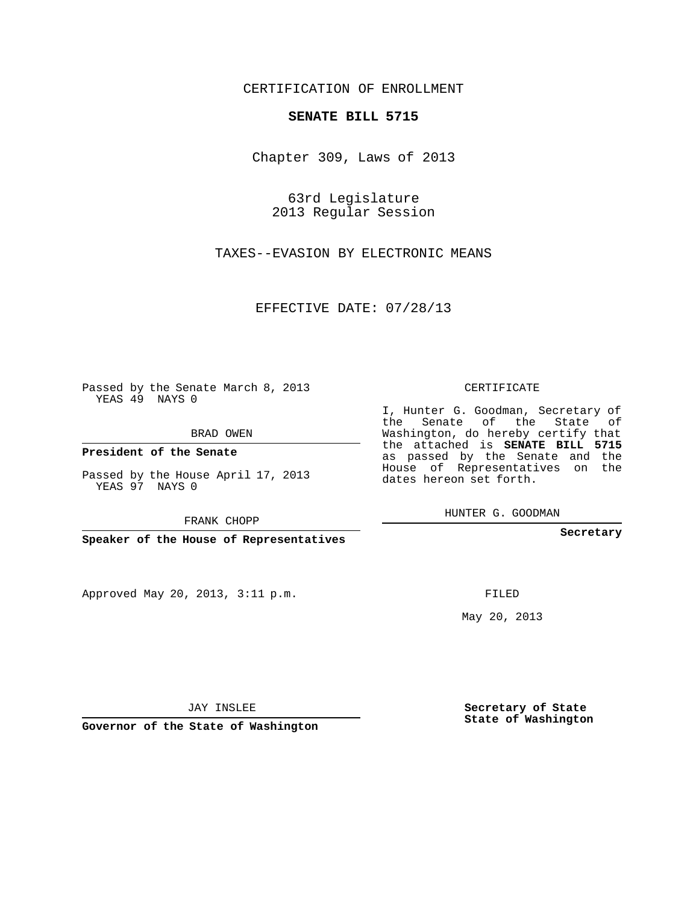CERTIFICATION OF ENROLLMENT

**SENATE BILL 5715**

Chapter 309, Laws of 2013

63rd Legislature
2013 Regular Session

TAXES--EVASION BY ELECTRONIC MEANS

EFFECTIVE DATE: 07/28/13

Passed by the Senate March 8, 2013
YEAS 49 NAYS 0

BRAD OWEN

**President of the Senate**

Passed by the House April 17, 2013
YEAS 97 NAYS 0

FRANK CHOPP

**Speaker of the House of Representatives**

Approved May 20, 2013, 3:11 p.m.

JAY INSLEE

**Governor of the State of Washington**

CERTIFICATE

I, Hunter G. Goodman, Secretary of the Senate of the State of Washington, do hereby certify that the attached is **SENATE BILL 5715** as passed by the Senate and the House of Representatives on the dates hereon set forth.

HUNTER G. GOODMAN

**Secretary**

FILED

May 20, 2013

**Secretary of State**
**State of Washington**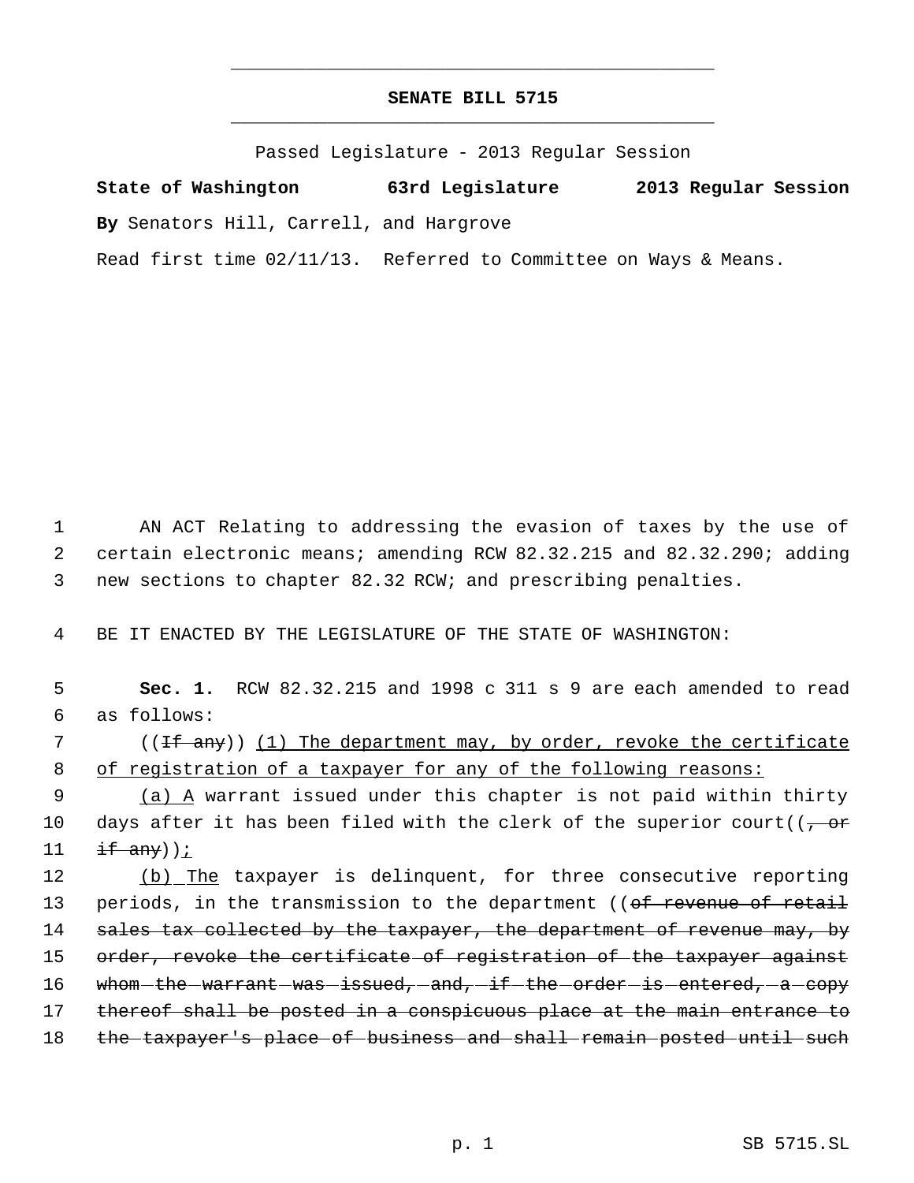# SENATE BILL 5715

Passed Legislature - 2013 Regular Session

**State of Washington 63rd Legislature 2013 Regular Session**

**By** Senators Hill, Carrell, and Hargrove

Read first time 02/11/13. Referred to Committee on Ways & Means.

1 AN ACT Relating to addressing the evasion of taxes by the use of
2 certain electronic means; amending RCW 82.32.215 and 82.32.290; adding
3 new sections to chapter 82.32 RCW; and prescribing penalties.

4 BE IT ENACTED BY THE LEGISLATURE OF THE STATE OF WASHINGTON:

5 **Sec. 1.** RCW 82.32.215 and 1998 c 311 s 9 are each amended to read
6 as follows:

7 ((~~If any~~)) <u>(1) The department may, by order, revoke the certificate</u>
8 <u>of registration of a taxpayer for any of the following reasons:</u>

9 <u>(a) A</u> warrant issued under this chapter is not paid within thirty
10 days after it has been filed with the clerk of the superior court((~~, or~~
11 ~~if any~~))<u>;</u>

12 <u>(b) The</u> taxpayer is delinquent, for three consecutive reporting
13 periods, in the transmission to the department ((~~of revenue of retail~~
14 ~~sales tax collected by the taxpayer, the department of revenue may, by~~
15 ~~order, revoke the certificate of registration of the taxpayer against~~
16 ~~whom the warrant was issued, and, if the order is entered, a copy~~
17 ~~thereof shall be posted in a conspicuous place at the main entrance to~~
18 ~~the taxpayer's place of business and shall remain posted until such~~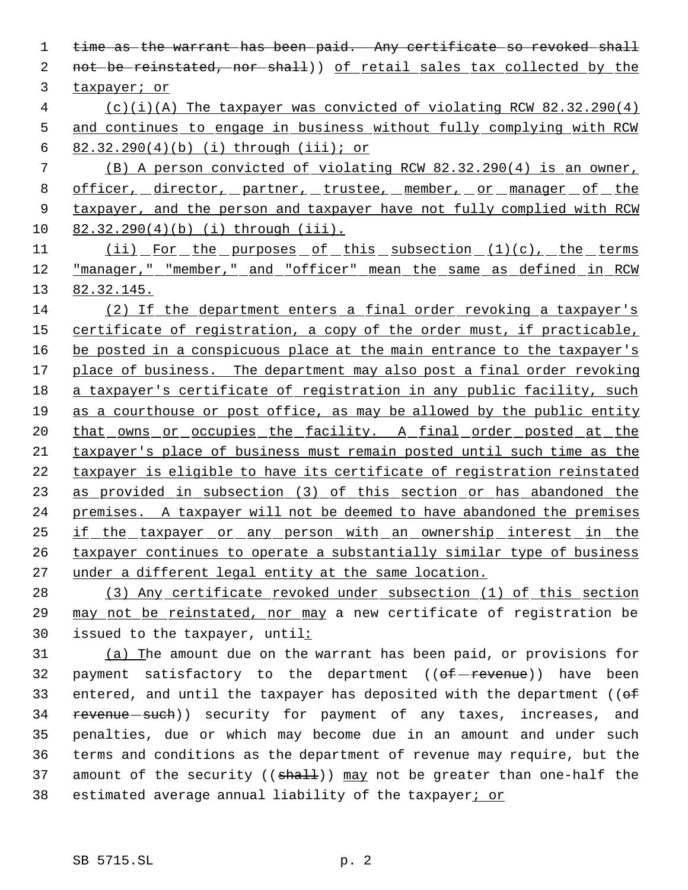time as the warrant has been paid. Any certificate so revoked shall not be reinstated, nor shall)) of retail sales tax collected by the taxpayer; or

(c)(i)(A) The taxpayer was convicted of violating RCW 82.32.290(4) and continues to engage in business without fully complying with RCW 82.32.290(4)(b) (i) through (iii); or

(B) A person convicted of violating RCW 82.32.290(4) is an owner, officer, director, partner, trustee, member, or manager of the taxpayer, and the person and taxpayer have not fully complied with RCW 82.32.290(4)(b) (i) through (iii).

(ii) For the purposes of this subsection (1)(c), the terms "manager," "member," and "officer" mean the same as defined in RCW 82.32.145.

(2) If the department enters a final order revoking a taxpayer's certificate of registration, a copy of the order must, if practicable, be posted in a conspicuous place at the main entrance to the taxpayer's place of business. The department may also post a final order revoking a taxpayer's certificate of registration in any public facility, such as a courthouse or post office, as may be allowed by the public entity that owns or occupies the facility. A final order posted at the taxpayer's place of business must remain posted until such time as the taxpayer is eligible to have its certificate of registration reinstated as provided in subsection (3) of this section or has abandoned the premises. A taxpayer will not be deemed to have abandoned the premises if the taxpayer or any person with an ownership interest in the taxpayer continues to operate a substantially similar type of business under a different legal entity at the same location.

(3) Any certificate revoked under subsection (1) of this section may not be reinstated, nor may a new certificate of registration be issued to the taxpayer, until:

(a) The amount due on the warrant has been paid, or provisions for payment satisfactory to the department ((of revenue)) have been entered, and until the taxpayer has deposited with the department ((of revenue such)) security for payment of any taxes, increases, and penalties, due or which may become due in an amount and under such terms and conditions as the department of revenue may require, but the amount of the security ((shall)) may not be greater than one-half the estimated average annual liability of the taxpayer; or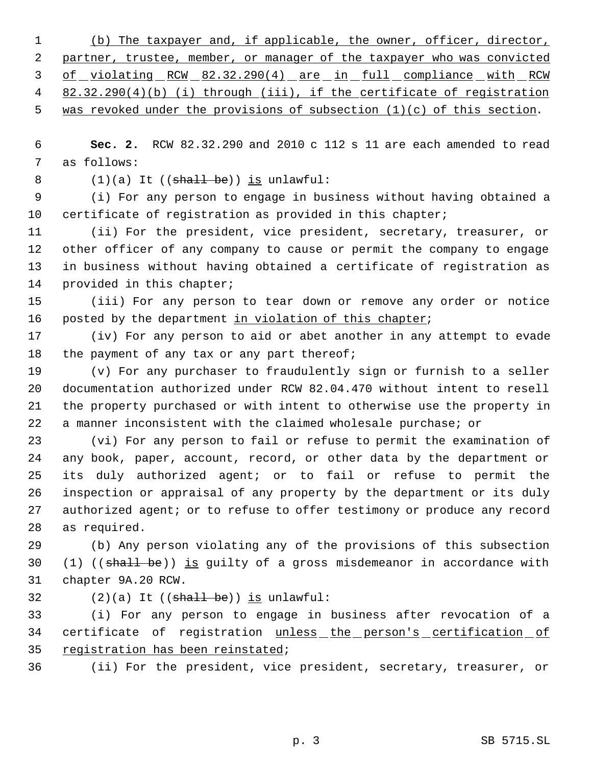(b) The taxpayer and, if applicable, the owner, officer, director, partner, trustee, member, or manager of the taxpayer who was convicted of violating RCW 82.32.290(4) are in full compliance with RCW 82.32.290(4)(b) (i) through (iii), if the certificate of registration was revoked under the provisions of subsection (1)(c) of this section.

**Sec. 2.** RCW 82.32.290 and 2010 c 112 s 11 are each amended to read as follows:

(1)(a) It ((~~shall be~~)) is unlawful:

(i) For any person to engage in business without having obtained a certificate of registration as provided in this chapter;

(ii) For the president, vice president, secretary, treasurer, or other officer of any company to cause or permit the company to engage in business without having obtained a certificate of registration as provided in this chapter;

(iii) For any person to tear down or remove any order or notice posted by the department in violation of this chapter;

(iv) For any person to aid or abet another in any attempt to evade the payment of any tax or any part thereof;

(v) For any purchaser to fraudulently sign or furnish to a seller documentation authorized under RCW 82.04.470 without intent to resell the property purchased or with intent to otherwise use the property in a manner inconsistent with the claimed wholesale purchase; or

(vi) For any person to fail or refuse to permit the examination of any book, paper, account, record, or other data by the department or its duly authorized agent; or to fail or refuse to permit the inspection or appraisal of any property by the department or its duly authorized agent; or to refuse to offer testimony or produce any record as required.

(b) Any person violating any of the provisions of this subsection (1) ((~~shall be~~)) is guilty of a gross misdemeanor in accordance with chapter 9A.20 RCW.

(2)(a) It ((~~shall be~~)) is unlawful:

(i) For any person to engage in business after revocation of a certificate of registration unless the person's certification of registration has been reinstated;

(ii) For the president, vice president, secretary, treasurer, or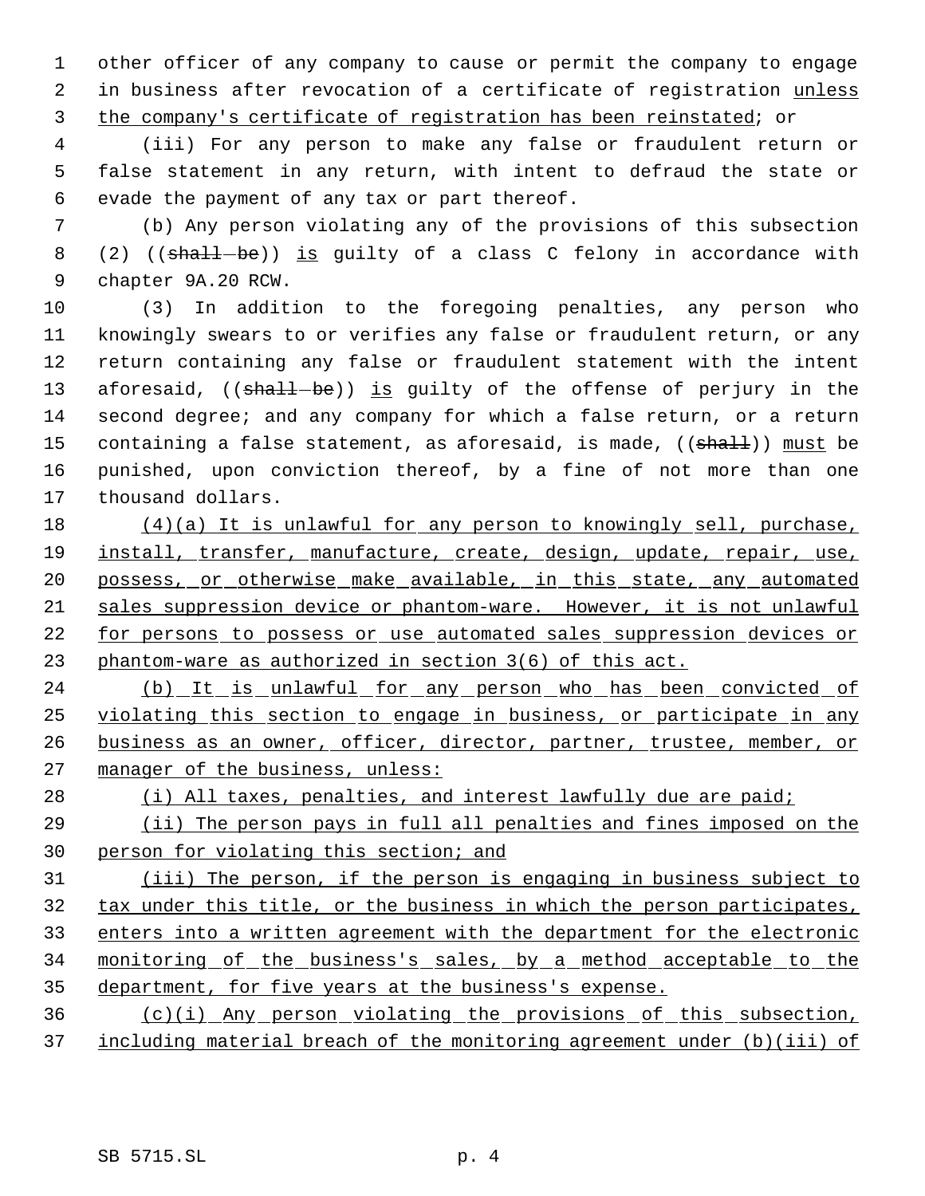other officer of any company to cause or permit the company to engage in business after revocation of a certificate of registration unless the company's certificate of registration has been reinstated; or

(iii) For any person to make any false or fraudulent return or false statement in any return, with intent to defraud the state or evade the payment of any tax or part thereof.

(b) Any person violating any of the provisions of this subsection (2) ((~~shall be~~)) is guilty of a class C felony in accordance with chapter 9A.20 RCW.

(3) In addition to the foregoing penalties, any person who knowingly swears to or verifies any false or fraudulent return, or any return containing any false or fraudulent statement with the intent aforesaid, ((~~shall be~~)) is guilty of the offense of perjury in the second degree; and any company for which a false return, or a return containing a false statement, as aforesaid, is made, ((~~shall~~)) must be punished, upon conviction thereof, by a fine of not more than one thousand dollars.

(4)(a) It is unlawful for any person to knowingly sell, purchase, install, transfer, manufacture, create, design, update, repair, use, possess, or otherwise make available, in this state, any automated sales suppression device or phantom-ware. However, it is not unlawful for persons to possess or use automated sales suppression devices or phantom-ware as authorized in section 3(6) of this act.

(b) It is unlawful for any person who has been convicted of violating this section to engage in business, or participate in any business as an owner, officer, director, partner, trustee, member, or manager of the business, unless:

(i) All taxes, penalties, and interest lawfully due are paid;

(ii) The person pays in full all penalties and fines imposed on the person for violating this section; and

(iii) The person, if the person is engaging in business subject to tax under this title, or the business in which the person participates, enters into a written agreement with the department for the electronic monitoring of the business's sales, by a method acceptable to the department, for five years at the business's expense.

(c)(i) Any person violating the provisions of this subsection, including material breach of the monitoring agreement under (b)(iii) of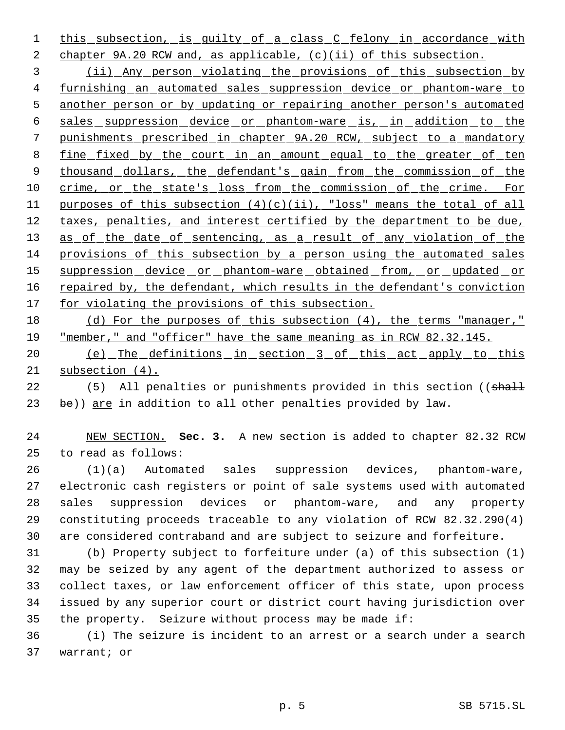this subsection, is guilty of a class C felony in accordance with chapter 9A.20 RCW and, as applicable, (c)(ii) of this subsection.

(ii) Any person violating the provisions of this subsection by furnishing an automated sales suppression device or phantom-ware to another person or by updating or repairing another person's automated sales suppression device or phantom-ware is, in addition to the punishments prescribed in chapter 9A.20 RCW, subject to a mandatory fine fixed by the court in an amount equal to the greater of ten thousand dollars, the defendant's gain from the commission of the crime, or the state's loss from the commission of the crime. For purposes of this subsection (4)(c)(ii), "loss" means the total of all taxes, penalties, and interest certified by the department to be due, as of the date of sentencing, as a result of any violation of the provisions of this subsection by a person using the automated sales suppression device or phantom-ware obtained from, or updated or repaired by, the defendant, which results in the defendant's conviction for violating the provisions of this subsection.

(d) For the purposes of this subsection (4), the terms "manager," "member," and "officer" have the same meaning as in RCW 82.32.145.

(e) The definitions in section 3 of this act apply to this subsection (4).

(5) All penalties or punishments provided in this section ((~~shall be~~)) are in addition to all other penalties provided by law.

NEW SECTION. **Sec. 3.** A new section is added to chapter 82.32 RCW to read as follows:

(1)(a) Automated sales suppression devices, phantom-ware, electronic cash registers or point of sale systems used with automated sales suppression devices or phantom-ware, and any property constituting proceeds traceable to any violation of RCW 82.32.290(4) are considered contraband and are subject to seizure and forfeiture.

(b) Property subject to forfeiture under (a) of this subsection (1) may be seized by any agent of the department authorized to assess or collect taxes, or law enforcement officer of this state, upon process issued by any superior court or district court having jurisdiction over the property. Seizure without process may be made if:

(i) The seizure is incident to an arrest or a search under a search warrant; or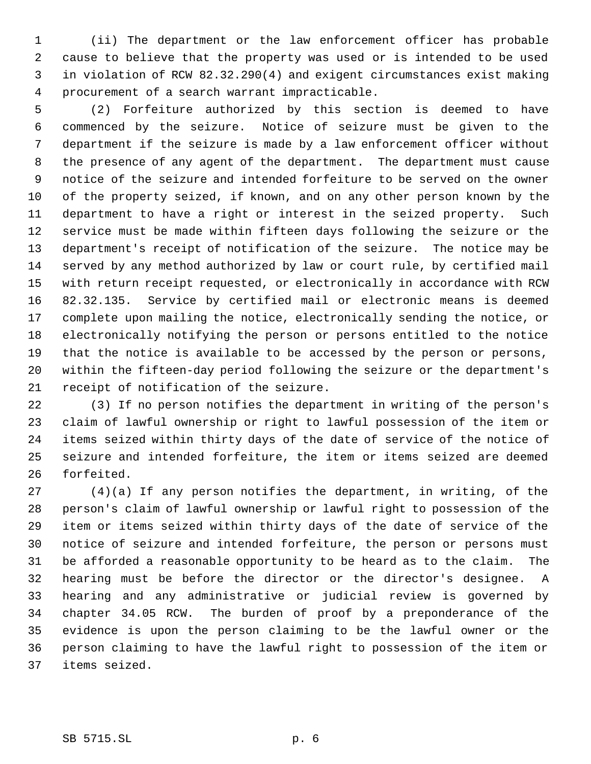(ii) The department or the law enforcement officer has probable cause to believe that the property was used or is intended to be used in violation of RCW 82.32.290(4) and exigent circumstances exist making procurement of a search warrant impracticable.

(2) Forfeiture authorized by this section is deemed to have commenced by the seizure. Notice of seizure must be given to the department if the seizure is made by a law enforcement officer without the presence of any agent of the department. The department must cause notice of the seizure and intended forfeiture to be served on the owner of the property seized, if known, and on any other person known by the department to have a right or interest in the seized property. Such service must be made within fifteen days following the seizure or the department's receipt of notification of the seizure. The notice may be served by any method authorized by law or court rule, by certified mail with return receipt requested, or electronically in accordance with RCW 82.32.135. Service by certified mail or electronic means is deemed complete upon mailing the notice, electronically sending the notice, or electronically notifying the person or persons entitled to the notice that the notice is available to be accessed by the person or persons, within the fifteen-day period following the seizure or the department's receipt of notification of the seizure.

(3) If no person notifies the department in writing of the person's claim of lawful ownership or right to lawful possession of the item or items seized within thirty days of the date of service of the notice of seizure and intended forfeiture, the item or items seized are deemed forfeited.

(4)(a) If any person notifies the department, in writing, of the person's claim of lawful ownership or lawful right to possession of the item or items seized within thirty days of the date of service of the notice of seizure and intended forfeiture, the person or persons must be afforded a reasonable opportunity to be heard as to the claim. The hearing must be before the director or the director's designee. A hearing and any administrative or judicial review is governed by chapter 34.05 RCW. The burden of proof by a preponderance of the evidence is upon the person claiming to be the lawful owner or the person claiming to have the lawful right to possession of the item or items seized.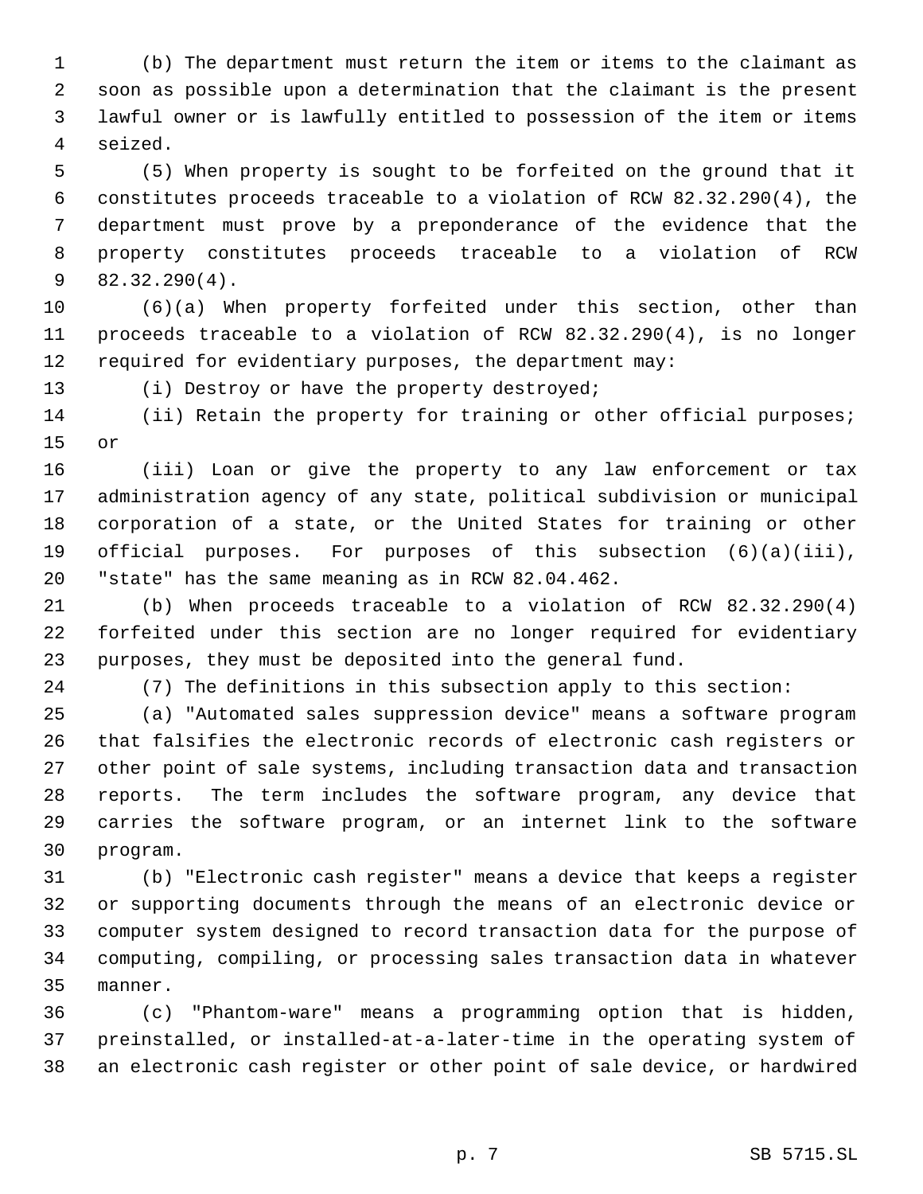(b) The department must return the item or items to the claimant as soon as possible upon a determination that the claimant is the present lawful owner or is lawfully entitled to possession of the item or items seized.

(5) When property is sought to be forfeited on the ground that it constitutes proceeds traceable to a violation of RCW 82.32.290(4), the department must prove by a preponderance of the evidence that the property constitutes proceeds traceable to a violation of RCW 82.32.290(4).

(6)(a) When property forfeited under this section, other than proceeds traceable to a violation of RCW 82.32.290(4), is no longer required for evidentiary purposes, the department may:

(i) Destroy or have the property destroyed;

(ii) Retain the property for training or other official purposes; or

(iii) Loan or give the property to any law enforcement or tax administration agency of any state, political subdivision or municipal corporation of a state, or the United States for training or other official purposes. For purposes of this subsection (6)(a)(iii), "state" has the same meaning as in RCW 82.04.462.

(b) When proceeds traceable to a violation of RCW 82.32.290(4) forfeited under this section are no longer required for evidentiary purposes, they must be deposited into the general fund.

(7) The definitions in this subsection apply to this section:

(a) "Automated sales suppression device" means a software program that falsifies the electronic records of electronic cash registers or other point of sale systems, including transaction data and transaction reports. The term includes the software program, any device that carries the software program, or an internet link to the software program.

(b) "Electronic cash register" means a device that keeps a register or supporting documents through the means of an electronic device or computer system designed to record transaction data for the purpose of computing, compiling, or processing sales transaction data in whatever manner.

(c) "Phantom-ware" means a programming option that is hidden, preinstalled, or installed-at-a-later-time in the operating system of an electronic cash register or other point of sale device, or hardwired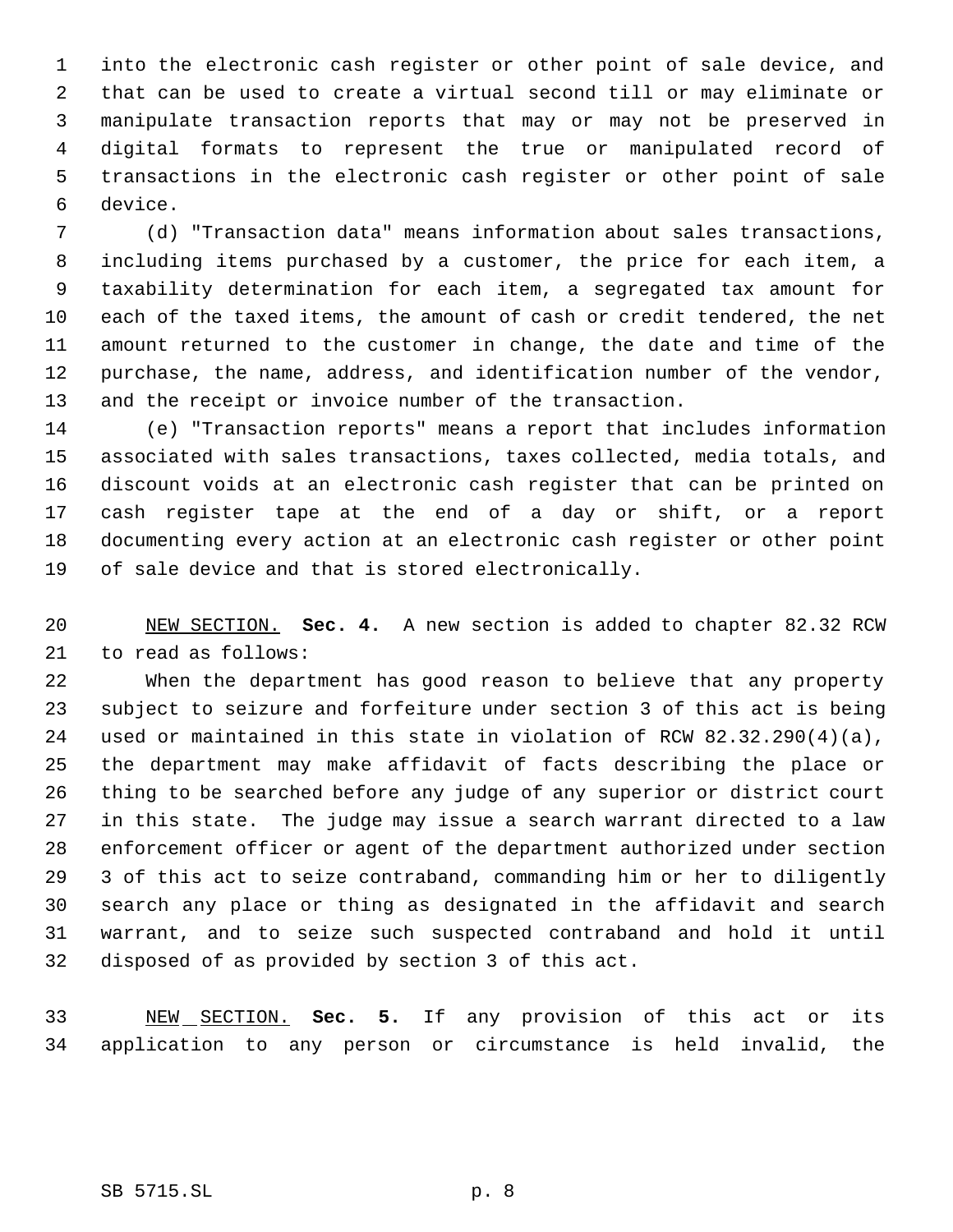into the electronic cash register or other point of sale device, and that can be used to create a virtual second till or may eliminate or manipulate transaction reports that may or may not be preserved in digital formats to represent the true or manipulated record of transactions in the electronic cash register or other point of sale device.

(d) "Transaction data" means information about sales transactions, including items purchased by a customer, the price for each item, a taxability determination for each item, a segregated tax amount for each of the taxed items, the amount of cash or credit tendered, the net amount returned to the customer in change, the date and time of the purchase, the name, address, and identification number of the vendor, and the receipt or invoice number of the transaction.

(e) "Transaction reports" means a report that includes information associated with sales transactions, taxes collected, media totals, and discount voids at an electronic cash register that can be printed on cash register tape at the end of a day or shift, or a report documenting every action at an electronic cash register or other point of sale device and that is stored electronically.

NEW SECTION. **Sec. 4.** A new section is added to chapter 82.32 RCW to read as follows:

When the department has good reason to believe that any property subject to seizure and forfeiture under section 3 of this act is being used or maintained in this state in violation of RCW 82.32.290(4)(a), the department may make affidavit of facts describing the place or thing to be searched before any judge of any superior or district court in this state. The judge may issue a search warrant directed to a law enforcement officer or agent of the department authorized under section 3 of this act to seize contraband, commanding him or her to diligently search any place or thing as designated in the affidavit and search warrant, and to seize such suspected contraband and hold it until disposed of as provided by section 3 of this act.

NEW SECTION. **Sec. 5.** If any provision of this act or its application to any person or circumstance is held invalid, the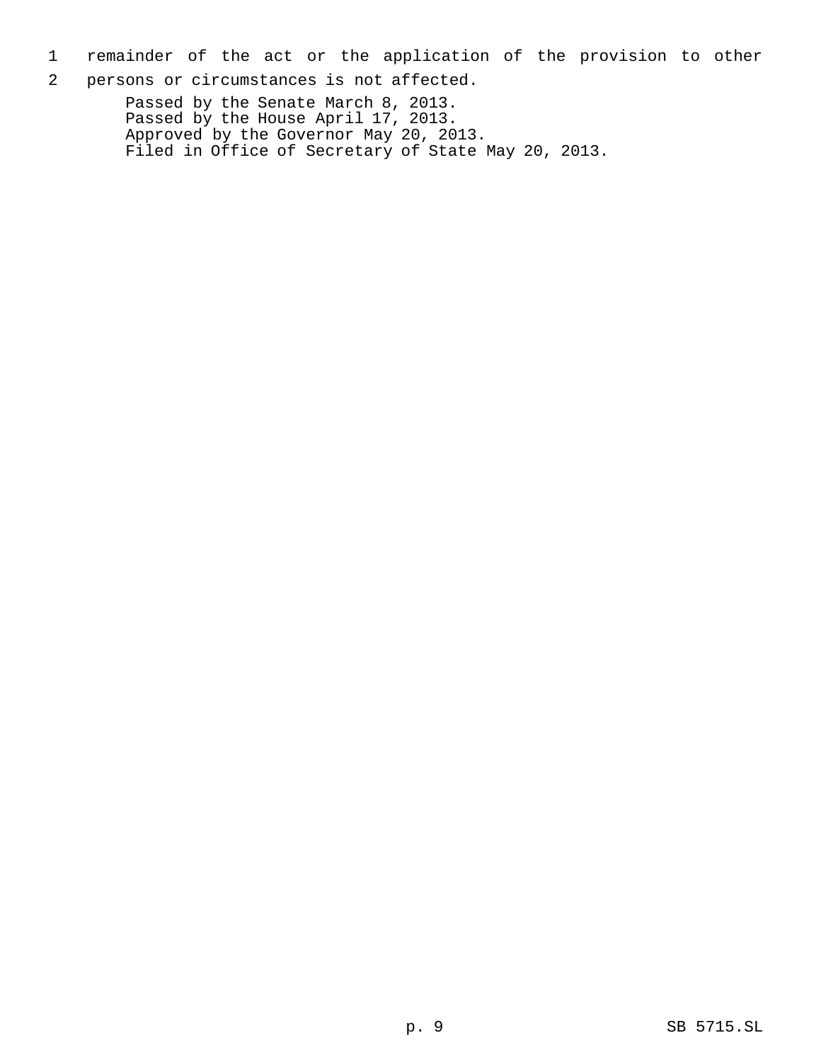remainder of the act or the application of the provision to other persons or circumstances is not affected.

Passed by the Senate March 8, 2013.
Passed by the House April 17, 2013.
Approved by the Governor May 20, 2013.
Filed in Office of Secretary of State May 20, 2013.